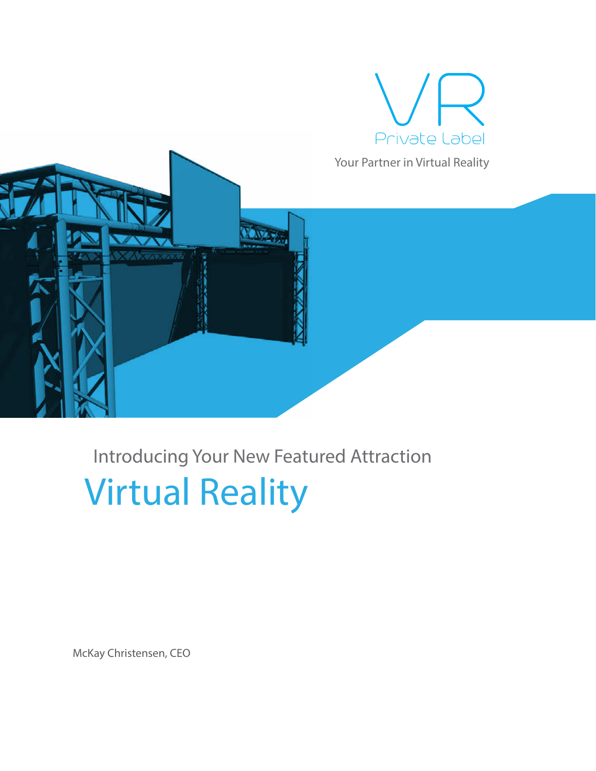VR

Private Label

Your Partner in Virtual Reality

Introducing Your New Featured Attraction

# Virtual Reality

McKay Christensen, CEO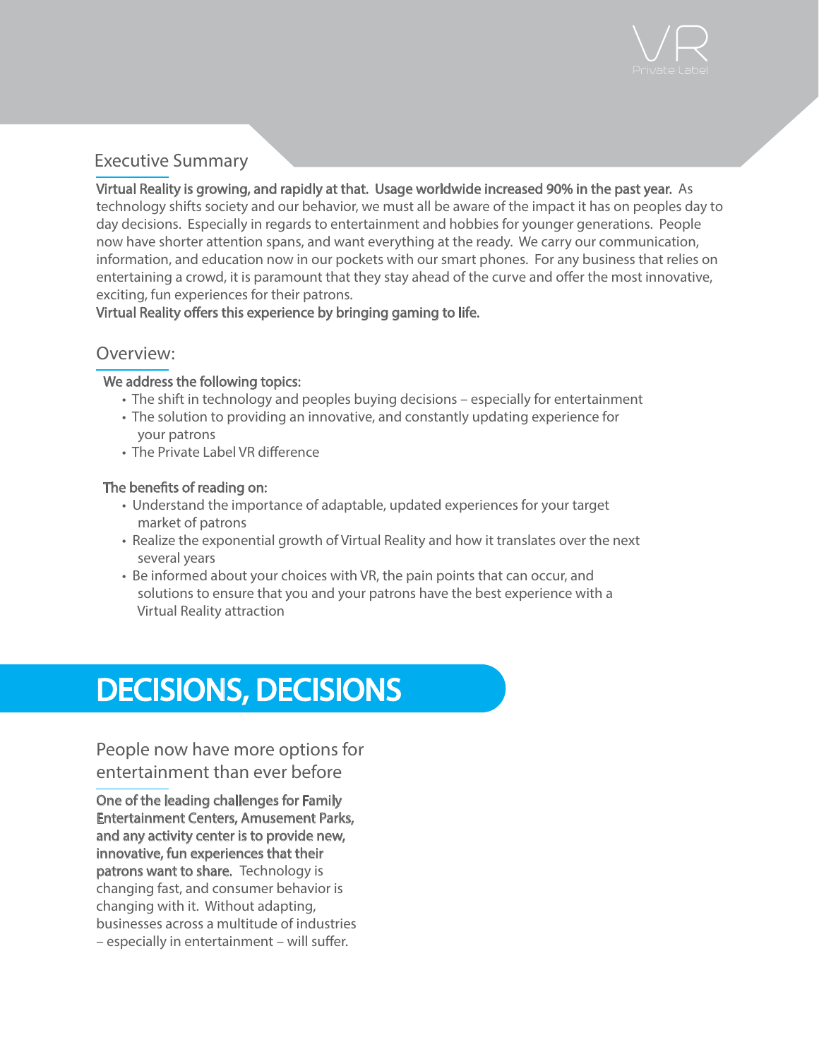## Executive Summary

**Virtual Reality is growing, and rapidly at that. Usage worldwide increased 90% in the past year.** As technology shifts society and our behavior, we must all be aware of the impact it has on peoples day to day decisions. Especially in regards to entertainment and hobbies for younger generations. People now have shorter attention spans, and want everything at the ready. We carry our communication, information, and education now in our pockets with our smart phones. For any business that relies on entertaining a crowd, it is paramount that they stay ahead of the curve and offer the most innovative, exciting, fun experiences for their patrons.
**Virtual Reality offers this experience by bringing gaming to life.**

## Overview:

**We address the following topics:**

- The shift in technology and peoples buying decisions – especially for entertainment
- The solution to providing an innovative, and constantly updating experience for your patrons
- The Private Label VR difference

**The benefits of reading on:**

- Understand the importance of adaptable, updated experiences for your target market of patrons
- Realize the exponential growth of Virtual Reality and how it translates over the next several years
- Be informed about your choices with VR, the pain points that can occur, and solutions to ensure that you and your patrons have the best experience with a Virtual Reality attraction

# DECISIONS, DECISIONS

### People now have more options for entertainment than ever before

**One of the leading challenges for Family Entertainment Centers, Amusement Parks, and any activity center is to provide new, innovative, fun experiences that their patrons want to share.** Technology is changing fast, and consumer behavior is changing with it. Without adapting, businesses across a multitude of industries – especially in entertainment – will suffer.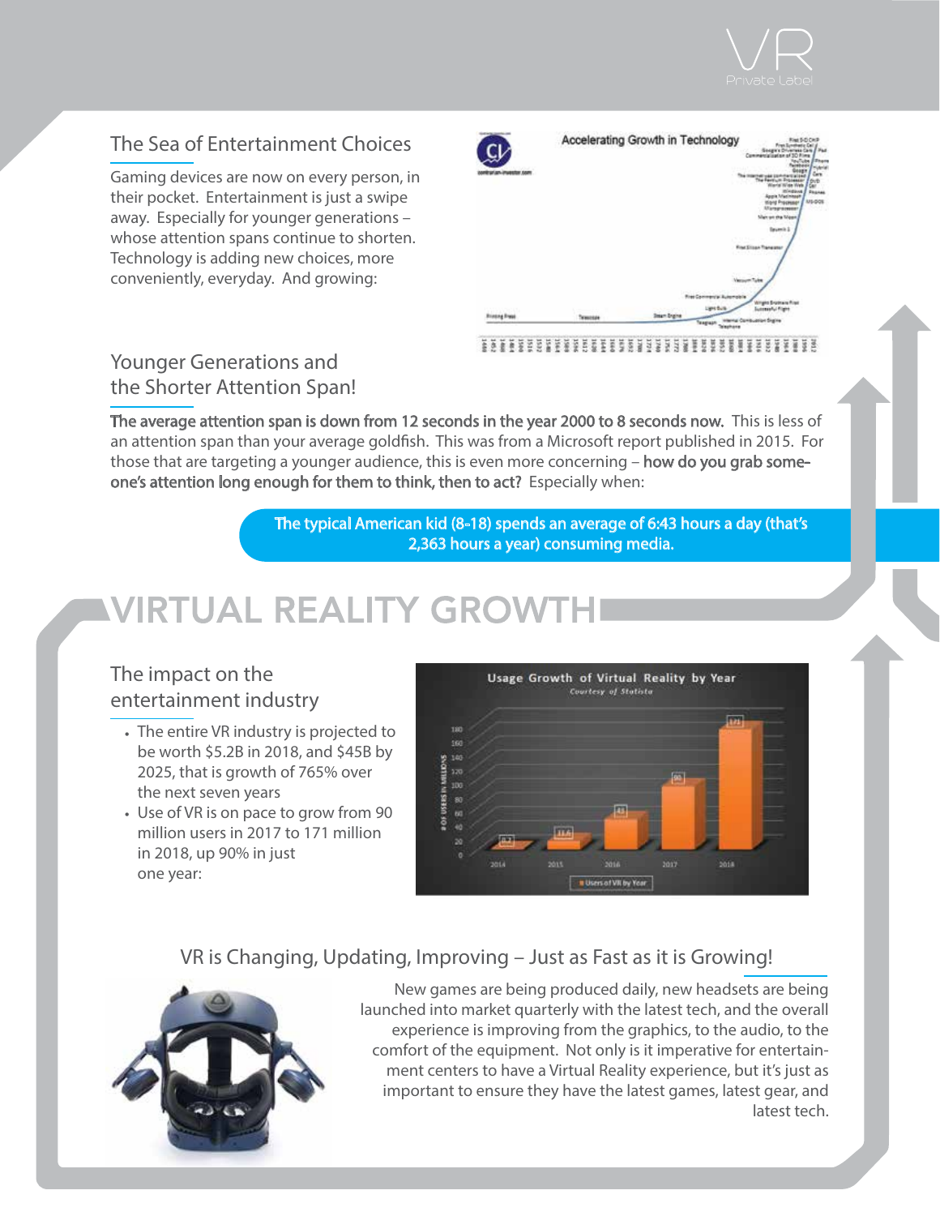## The Sea of Entertainment Choices

Gaming devices are now on every person, in their pocket. Entertainment is just a swipe away. Especially for younger generations – whose attention spans continue to shorten. Technology is adding new choices, more conveniently, everyday. And growing:

## Younger Generations and the Shorter Attention Span!

**The average attention span is down from 12 seconds in the year 2000 to 8 seconds now.** This is less of an attention span than your average goldfish. This was from a Microsoft report published in 2015. For those that are targeting a younger audience, this is even more concerning – **how do you grab someone's attention long enough for them to think, then to act?** Especially when:

**The typical American kid (8-18) spends an average of 6:43 hours a day (that's 2,363 hours a year) consuming media.**

# VIRTUAL REALITY GROWTH

## The impact on the entertainment industry

- The entire VR industry is projected to be worth $5.2B in 2018, and $45B by 2025, that is growth of 765% over the next seven years
- Use of VR is on pace to grow from 90 million users in 2017 to 171 million in 2018, up 90% in just one year:

## VR is Changing, Updating, Improving – Just as Fast as it is Growing!

New games are being produced daily, new headsets are being launched into market quarterly with the latest tech, and the overall experience is improving from the graphics, to the audio, to the comfort of the equipment. Not only is it imperative for entertainment centers to have a Virtual Reality experience, but it's just as important to ensure they have the latest games, latest gear, and latest tech.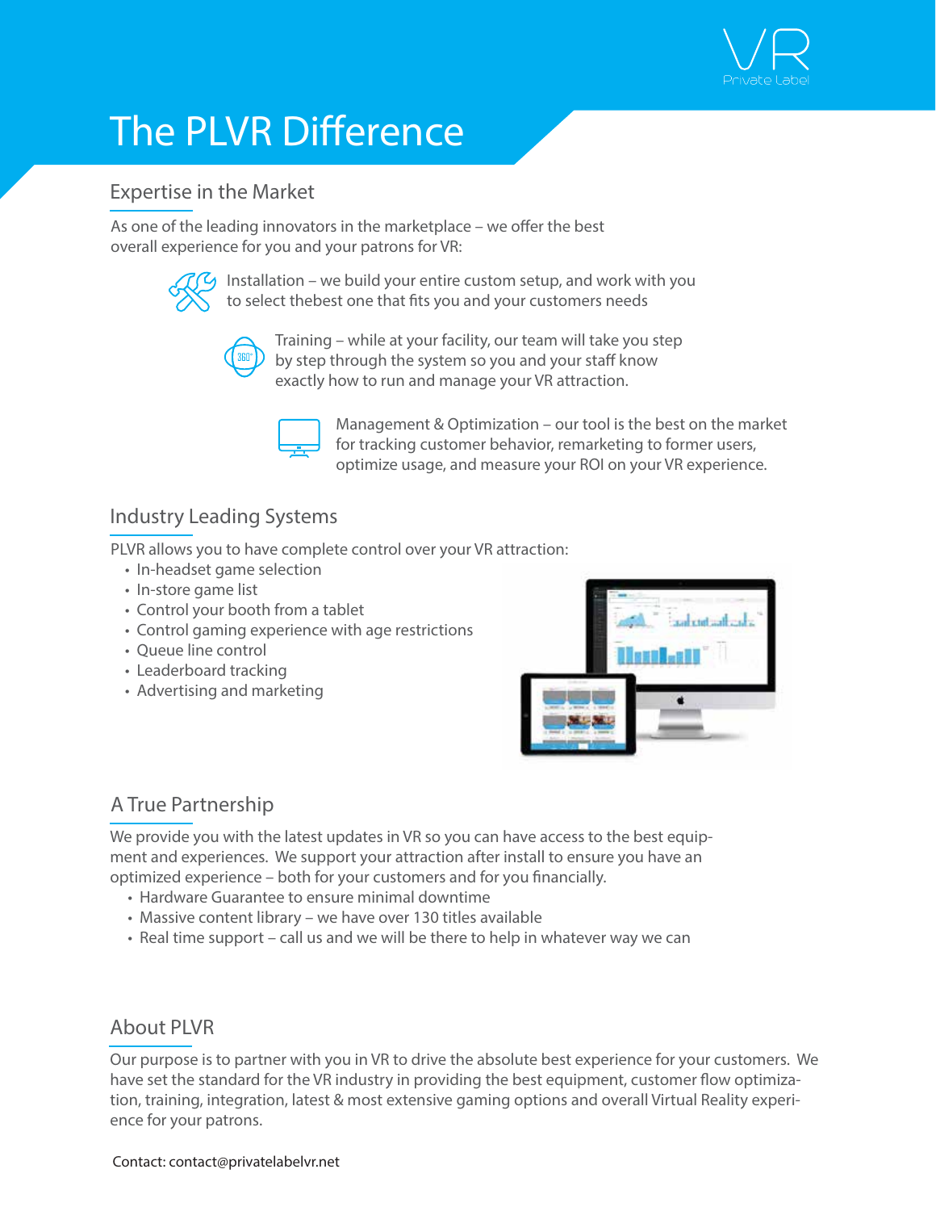VR
Private Label

# The PLVR Difference

## Expertise in the Market

As one of the leading innovators in the marketplace – we offer the best overall experience for you and your patrons for VR:

Installation – we build your entire custom setup, and work with you to select thebest one that fits you and your customers needs

Training – while at your facility, our team will take you step by step through the system so you and your staff know exactly how to run and manage your VR attraction.

Management & Optimization – our tool is the best on the market for tracking customer behavior, remarketing to former users, optimize usage, and measure your ROI on your VR experience.

## Industry Leading Systems

PLVR allows you to have complete control over your VR attraction:

- In-headset game selection
- In-store game list
- Control your booth from a tablet
- Control gaming experience with age restrictions
- Queue line control
- Leaderboard tracking
- Advertising and marketing

## A True Partnership

We provide you with the latest updates in VR so you can have access to the best equipment and experiences. We support your attraction after install to ensure you have an optimized experience – both for your customers and for you financially.

- Hardware Guarantee to ensure minimal downtime
- Massive content library – we have over 130 titles available
- Real time support – call us and we will be there to help in whatever way we can

## About PLVR

Our purpose is to partner with you in VR to drive the absolute best experience for your customers. We have set the standard for the VR industry in providing the best equipment, customer flow optimization, training, integration, latest & most extensive gaming options and overall Virtual Reality experience for your patrons.

Contact: contact@privatelabelvr.net